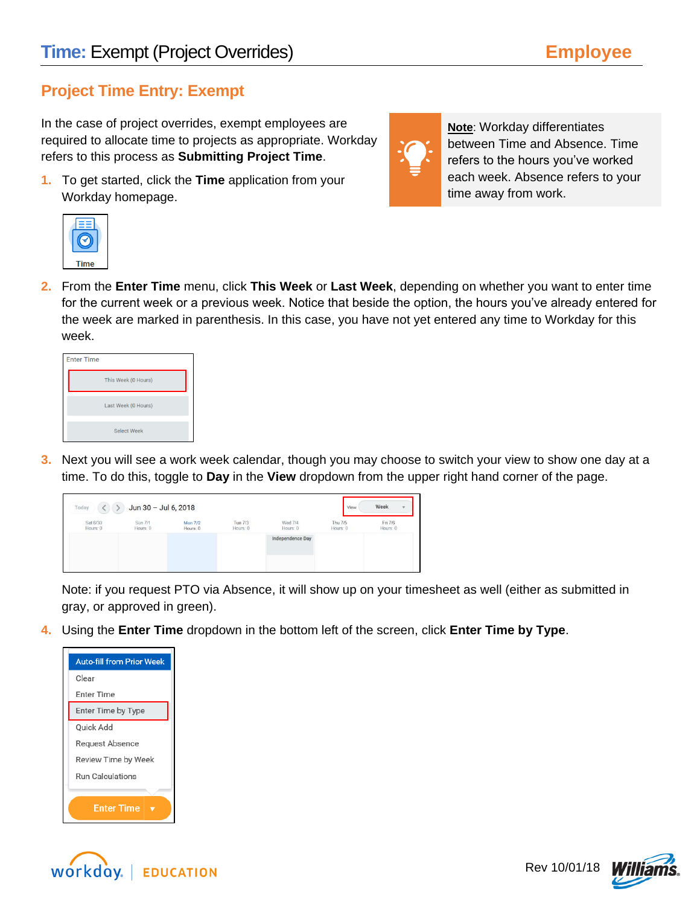# Time: Exempt (Project Overrides) — Employee

## Project Time Entry: Exempt

In the case of project overrides, exempt employees are required to allocate time to projects as appropriate. Workday refers to this process as **Submitting Project Time**.

**Note**: Workday differentiates between Time and Absence. Time refers to the hours you've worked each week. Absence refers to your time away from work.

1. To get started, click the **Time** application from your Workday homepage.

2. From the **Enter Time** menu, click **This Week** or **Last Week**, depending on whether you want to enter time for the current week or a previous week. Notice that beside the option, the hours you've already entered for the week are marked in parenthesis. In this case, you have not yet entered any time to Workday for this week.

3. Next you will see a work week calendar, though you may choose to switch your view to show one day at a time. To do this, toggle to **Day** in the **View** dropdown from the upper right hand corner of the page.

   Note: if you request PTO via Absence, it will show up on your timesheet as well (either as submitted in gray, or approved in green).

4. Using the **Enter Time** dropdown in the bottom left of the screen, click **Enter Time by Type**.

Rev 10/01/18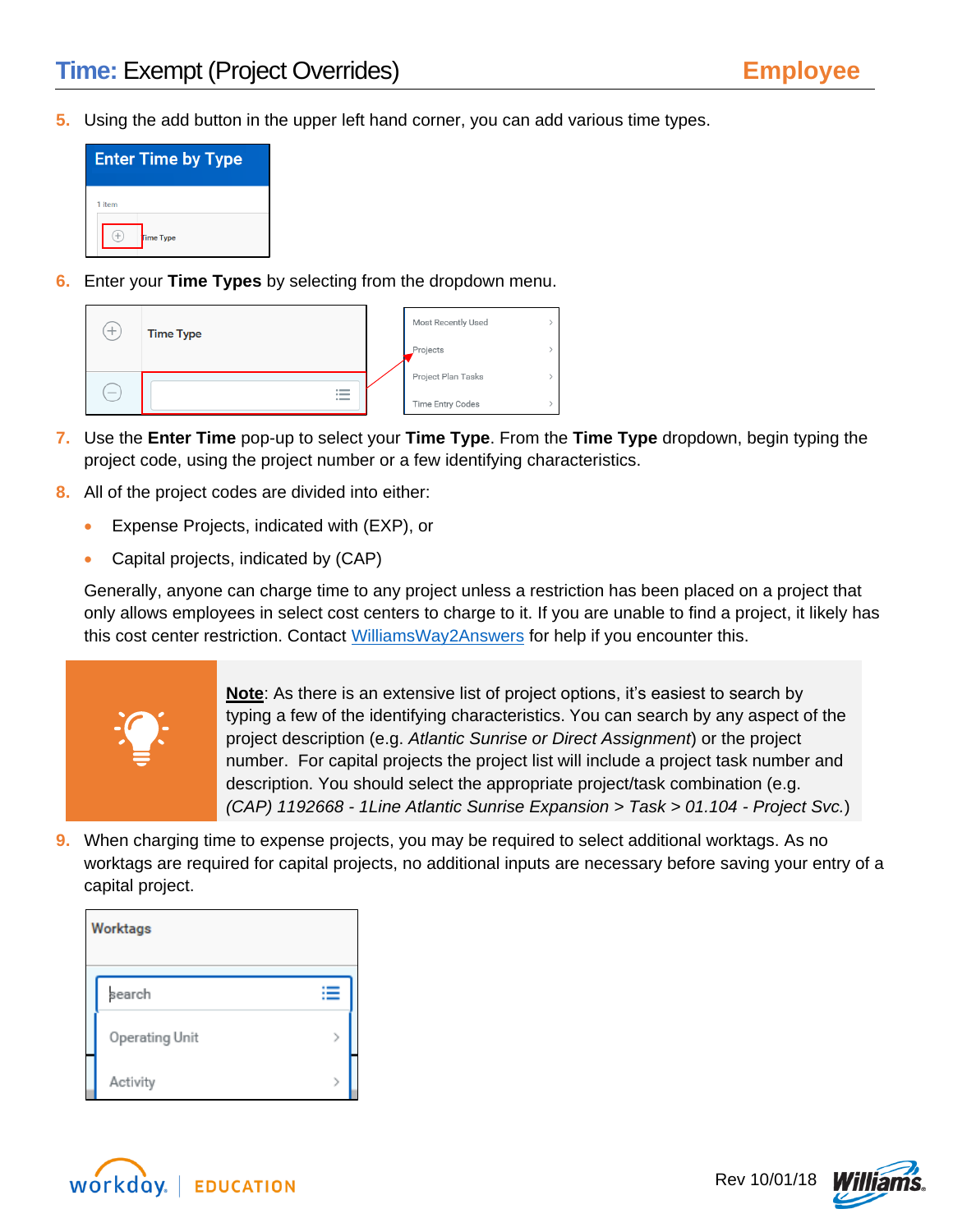5. Using the add button in the upper left hand corner, you can add various time types.

6. Enter your **Time Types** by selecting from the dropdown menu.

7. Use the **Enter Time** pop-up to select your **Time Type**. From the **Time Type** dropdown, begin typing the project code, using the project number or a few identifying characteristics.

8. All of the project codes are divided into either:

   - Expense Projects, indicated with (EXP), or
   - Capital projects, indicated by (CAP)

   Generally, anyone can charge time to any project unless a restriction has been placed on a project that only allows employees in select cost centers to charge to it. If you are unable to find a project, it likely has this cost center restriction. Contact [WilliamsWay2Answers]() for help if you encounter this.

> **Note**: As there is an extensive list of project options, it's easiest to search by typing a few of the identifying characteristics. You can search by any aspect of the project description (e.g. *Atlantic Sunrise or Direct Assignment*) or the project number. For capital projects the project list will include a project task number and description. You should select the appropriate project/task combination (e.g. *(CAP) 1192668 - 1Line Atlantic Sunrise Expansion > Task > 01.104 - Project Svc.*)

9. When charging time to expense projects, you may be required to select additional worktags. As no worktags are required for capital projects, no additional inputs are necessary before saving your entry of a capital project.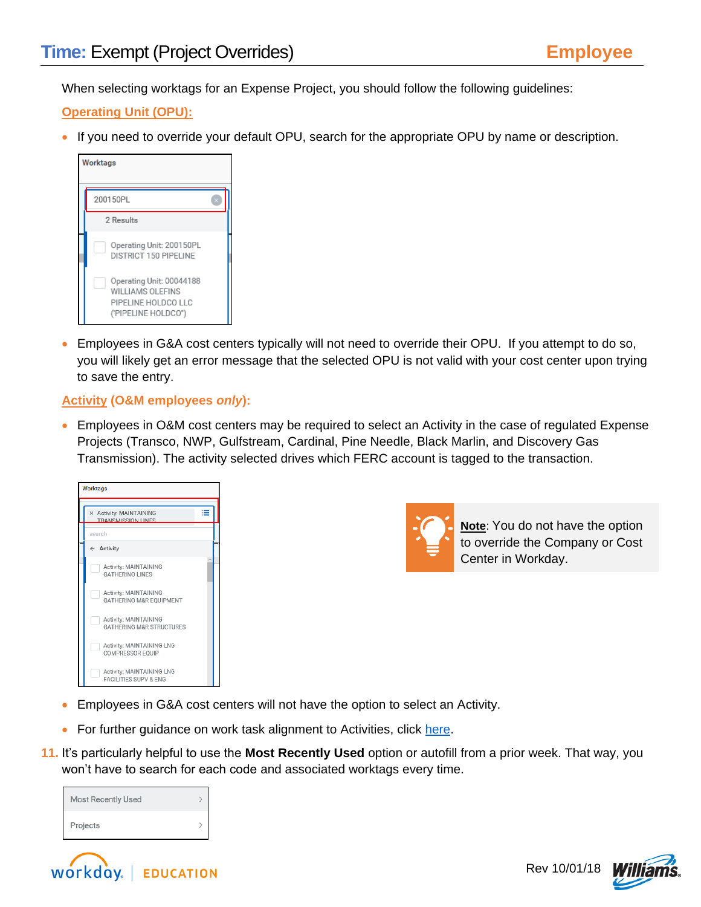When selecting worktags for an Expense Project, you should follow the following guidelines:

**Operating Unit (OPU):**

- If you need to override your default OPU, search for the appropriate OPU by name or description.

Worktags

200150PL

2 Results

Operating Unit: 200150PL DISTRICT 150 PIPELINE

Operating Unit: 00044188 WILLIAMS OLEFINS PIPELINE HOLDCO LLC ("PIPELINE HOLDCO")

- Employees in G&A cost centers typically will not need to override their OPU. If you attempt to do so, you will likely get an error message that the selected OPU is not valid with your cost center upon trying to save the entry.

**Activity (O&M employees *only*):**

- Employees in O&M cost centers may be required to select an Activity in the case of regulated Expense Projects (Transco, NWP, Gulfstream, Cardinal, Pine Needle, Black Marlin, and Discovery Gas Transmission). The activity selected drives which FERC account is tagged to the transaction.

Worktags

× Activity: MAINTAINING TRANSMISSION LINES

search

← Activity

Activity: MAINTAINING GATHERING LINES

Activity: MAINTAINING GATHERING M&R EQUIPMENT

Activity: MAINTAINING GATHERING M&R STRUCTURES

Activity: MAINTAINING LNG COMPRESSOR EQUIP

Activity: MAINTAINING LNG FACILITIES SUPV & ENG

**Note**: You do not have the option to override the Company or Cost Center in Workday.

- Employees in G&A cost centers will not have the option to select an Activity.
- For further guidance on work task alignment to Activities, click here.

11. It's particularly helpful to use the **Most Recently Used** option or autofill from a prior week. That way, you won't have to search for each code and associated worktags every time.

Most Recently Used >

Projects >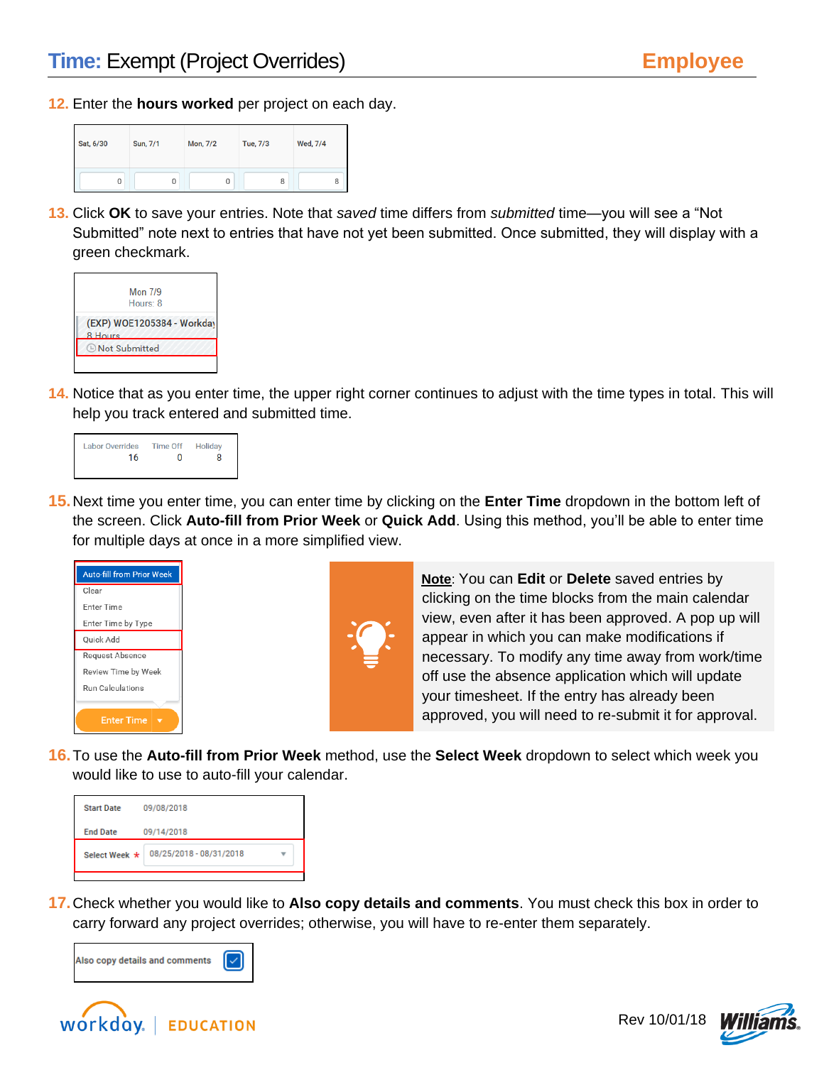## Time: Exempt (Project Overrides) — Employee

12. Enter the **hours worked** per project on each day.

| Sat, 6/30 | Sun, 7/1 | Mon, 7/2 | Tue, 7/3 | Wed, 7/4 |
|---|---|---|---|---|
| 0 | 0 | 0 | 8 | 8 |

13. Click **OK** to save your entries. Note that *saved* time differs from *submitted* time—you will see a "Not Submitted" note next to entries that have not yet been submitted. Once submitted, they will display with a green checkmark.

Mon 7/9
Hours: 8
(EXP) WOE1205384 - Workday
8 Hours
Not Submitted

14. Notice that as you enter time, the upper right corner continues to adjust with the time types in total. This will help you track entered and submitted time.

| Labor Overrides | Time Off | Holiday |
|---|---|---|
| 16 | 0 | 8 |

15. Next time you enter time, you can enter time by clicking on the **Enter Time** dropdown in the bottom left of the screen. Click **Auto-fill from Prior Week** or **Quick Add**. Using this method, you'll be able to enter time for multiple days at once in a more simplified view.

- Auto-fill from Prior Week
- Clear
- Enter Time
- Enter Time by Type
- Quick Add
- Request Absence
- Review Time by Week
- Run Calculations

Enter Time

**Note**: You can **Edit** or **Delete** saved entries by clicking on the time blocks from the main calendar view, even after it has been approved. A pop up will appear in which you can make modifications if necessary. To modify any time away from work/time off use the absence application which will update your timesheet. If the entry has already been approved, you will need to re-submit it for approval.

16. To use the **Auto-fill from Prior Week** method, use the **Select Week** dropdown to select which week you would like to use to auto-fill your calendar.

Start Date 09/08/2018
End Date 09/14/2018
Select Week * 08/25/2018 - 08/31/2018

17. Check whether you would like to **Also copy details and comments**. You must check this box in order to carry forward any project overrides; otherwise, you will have to re-enter them separately.

Also copy details and comments ☑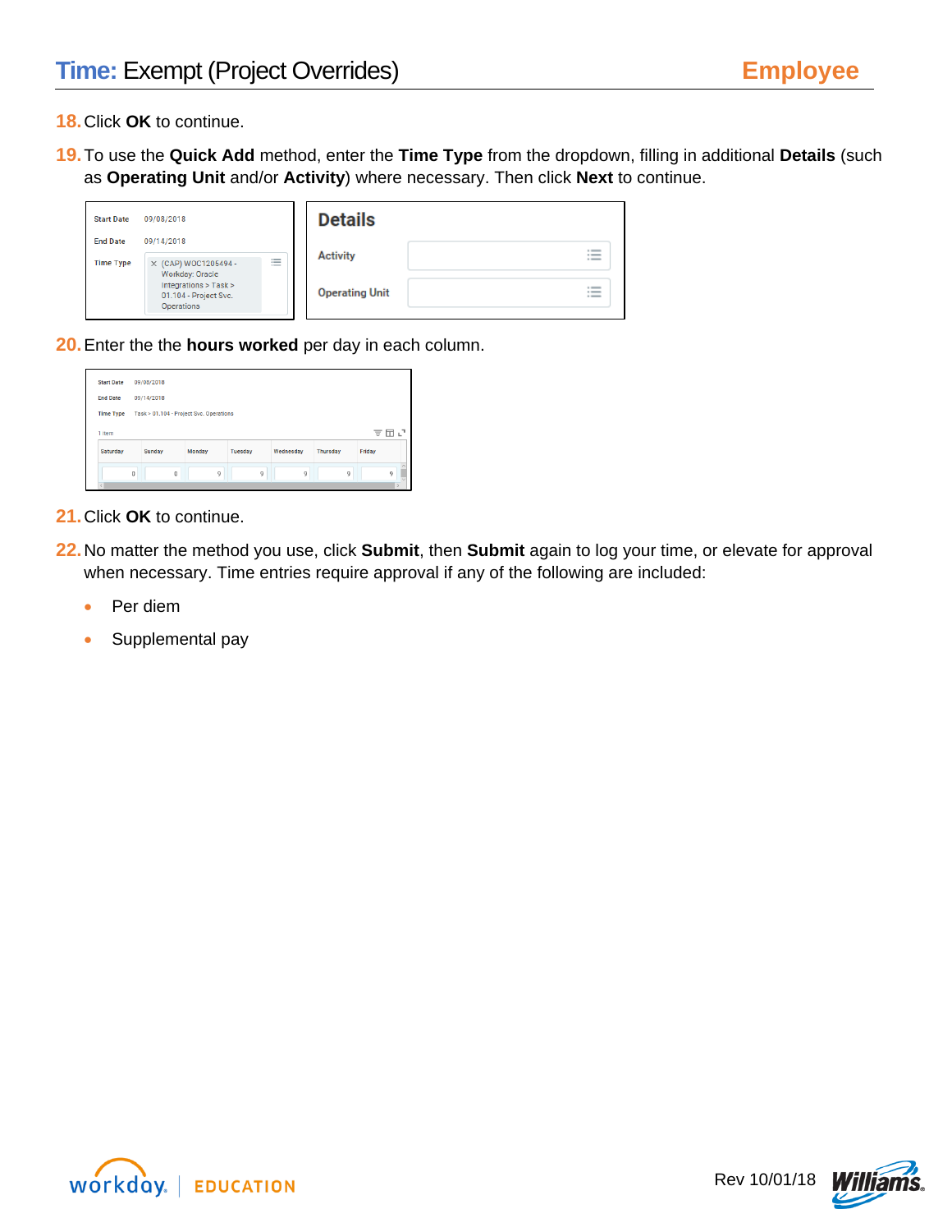18. Click **OK** to continue.
19. To use the **Quick Add** method, enter the **Time Type** from the dropdown, filling in additional **Details** (such as **Operating Unit** and/or **Activity**) where necessary. Then click **Next** to continue.
20. Enter the the **hours worked** per day in each column.
21. Click **OK** to continue.
22. No matter the method you use, click **Submit**, then **Submit** again to log your time, or elevate for approval when necessary. Time entries require approval if any of the following are included:
    - Per diem
    - Supplemental pay